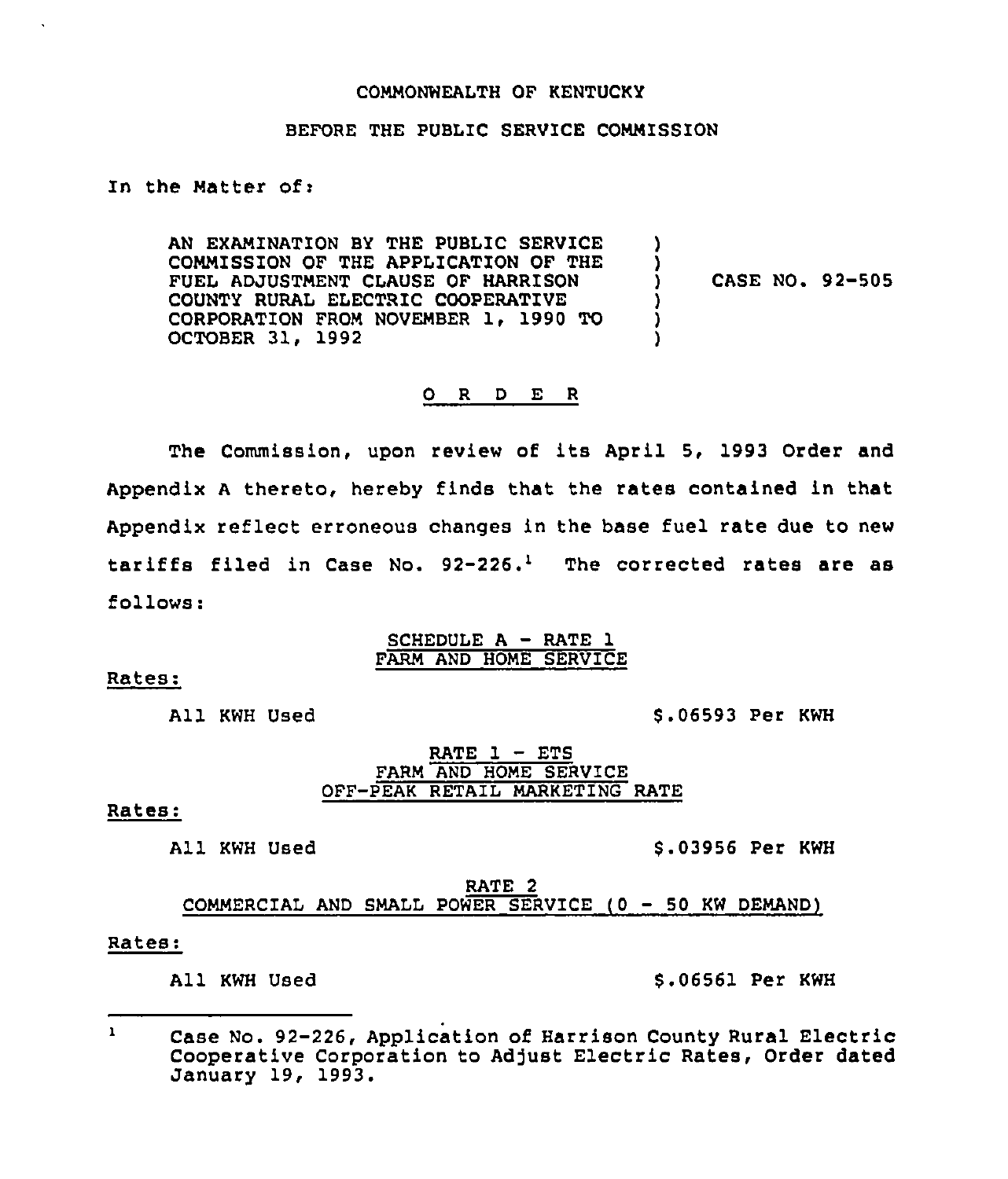COMMONWEALTH OF KENTUCKY

BEFORE THE PUBLIC SERVICE COMMISSION

In the Matter of:

AN EXAMINATION BY THE PUBLIC SERVICE COMMISSION OF THE APPLICATION OF THE FUEL ADJUSTMENT CLAUSE OF HARRISON COUNTY RURAL ELECTRIC COOPERATIVE CORPORATION FROM NOVEMBER 1, 1990 TO OCTOBER 31, 1992 ) CASE NO. 92-505

O R D E R

The Commission, upon review of its April 5, 1993 Order and Appendix A thereto, hereby finds that the rates contained in that Appendix reflect erroneous changes in the base fuel rate due to new tariffs filed in Case No. 92-226.[1] The corrected rates are as follows:

SCHEDULE A - RATE 1
FARM AND HOME SERVICE

Rates:

All KWH Used $.06593 Per KWH

RATE 1 - ETS
FARM AND HOME SERVICE
OFF-PEAK RETAIL MARKETING RATE

Rates:

All KWH Used $.03956 Per KWH

RATE 2
COMMERCIAL AND SMALL POWER SERVICE (0 - 50 KW DEMAND)

Rates:

All KWH Used $.06561 Per KWH

[1] Case No. 92-226, Application of Harrison County Rural Electric Cooperative Corporation to Adjust Electric Rates, Order dated January 19, 1993.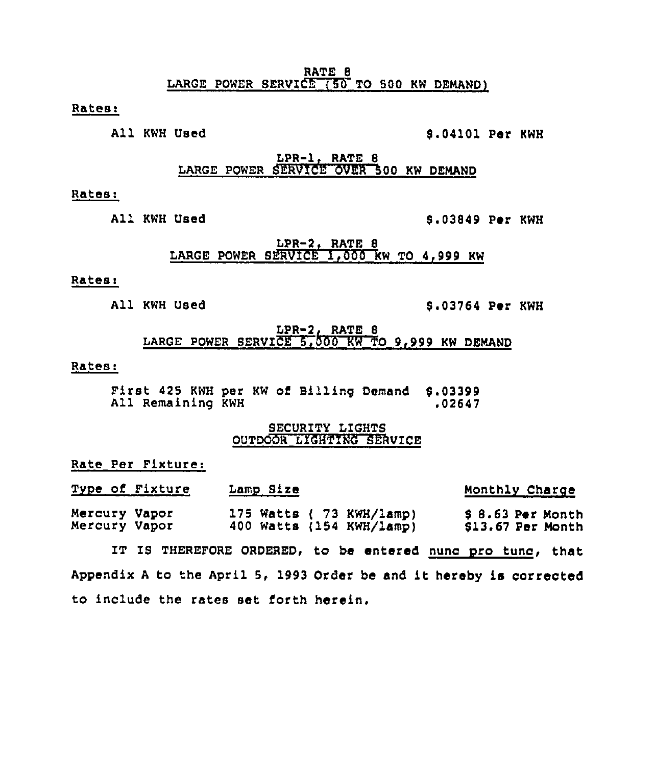RATE 8
LARGE POWER SERVICE (50 TO 500 KW DEMAND)

Rates:

All KWH Used $.04101 Per KWH

LPR-1, RATE 8
LARGE POWER SERVICE OVER 500 KW DEMAND

Rates:

All KWH Used $.03849 Per KWH

LPR-2, RATE 8
LARGE POWER SERVICE 1,000 KW TO 4,999 KW

Rates:

All KWH Used $.03764 Per KWH

LPR-2, RATE 8
LARGE POWER SERVICE 5,000 KW TO 9,999 KW DEMAND

Rates:

First 425 KWH per KW of Billing Demand $.03399
All Remaining KWH .02647

SECURITY LIGHTS
OUTDOOR LIGHTING SERVICE

Rate Per Fixture:

| Type of Fixture | Lamp Size | Monthly Charge |
|---|---|---|
| Mercury Vapor | 175 Watts ( 73 KWH/lamp) | $ 8.63 Per Month |
| Mercury Vapor | 400 Watts (154 KWH/lamp) | $13.67 Per Month |

IT IS THEREFORE ORDERED, to be entered nunc pro tunc, that Appendix A to the April 5, 1993 Order be and it hereby is corrected to include the rates set forth herein.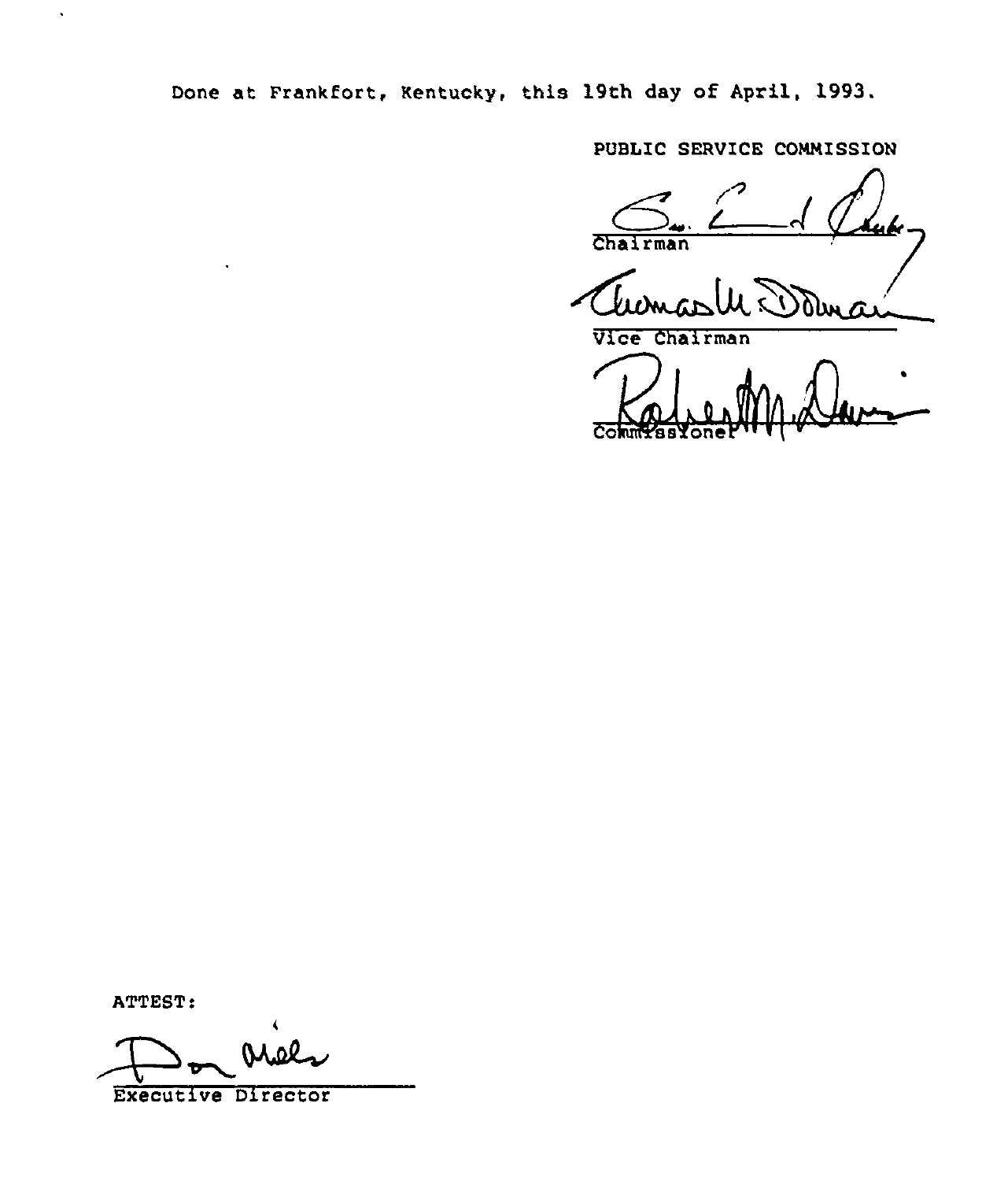Done at Frankfort, Kentucky, this 19th day of April, 1993.

PUBLIC SERVICE COMMISSION

Chairman

Vice Chairman

Commissioner

ATTEST:

Executive Director